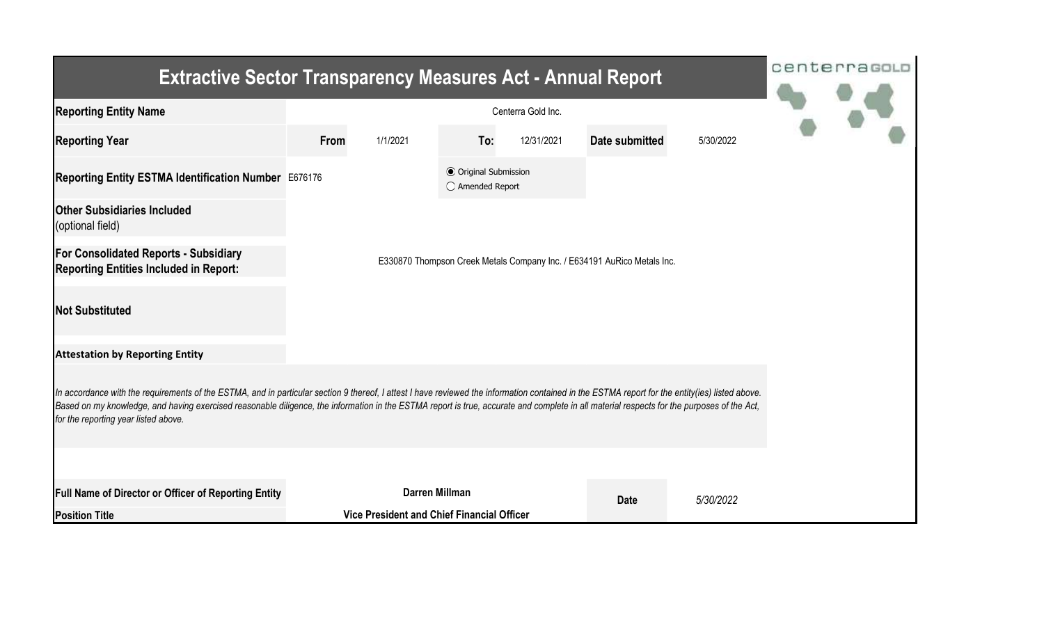# Extractive Sector Transparency Measures Act - Annual Report

centerraGOLD

| | | | | | | |
|---|---|---|---|---|---|---|
| **Reporting Entity Name** | Centerra Gold Inc. | | | | | |
| **Reporting Year** | **From** | 1/1/2021 | **To:** | 12/31/2021 | **Date submitted** | 5/30/2022 |
| **Reporting Entity ESTMA Identification Number** | E676176 | | ◉ Original Submission<br>◯ Amended Report | | | |
| **Other Subsidiaries Included** (optional field) | | | | | | |
| **For Consolidated Reports - Subsidiary Reporting Entities Included in Report:** | E330870 Thompson Creek Metals Company Inc. / E634191 AuRico Metals Inc. | | | | | |
| **Not Substituted** | | | | | | |

**Attestation by Reporting Entity**

*In accordance with the requirements of the ESTMA, and in particular section 9 thereof, I attest I have reviewed the information contained in the ESTMA report for the entity(ies) listed above. Based on my knowledge, and having exercised reasonable diligence, the information in the ESTMA report is true, accurate and complete in all material respects for the purposes of the Act, for the reporting year listed above.*

| | | | |
|---|---|---|---|
| **Full Name of Director or Officer of Reporting Entity** | **Darren Millman** | **Date** | *5/30/2022* |
| **Position Title** | **Vice President and Chief Financial Officer** | | |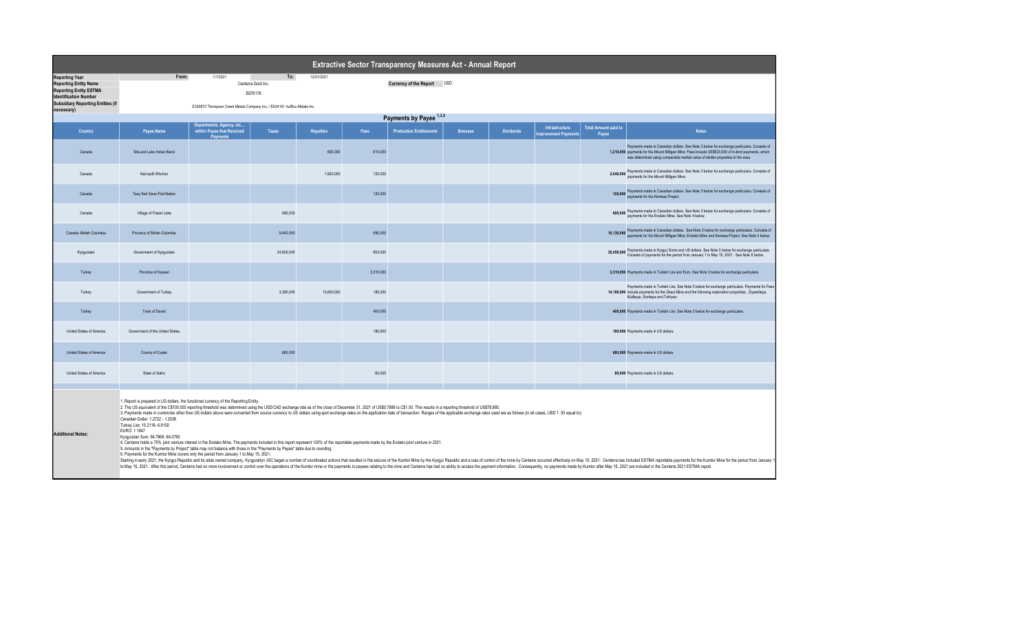# Extractive Sector Transparency Measures Act - Annual Report

| | | | | | |
|---|---|---|---|---|---|
| Reporting Year | From: | 1/1/2021 | To: | 12/31/2021 | |
| Reporting Entity Name | | Centerra Gold Inc. | | Currency of the Report | USD |
| Reporting Entity ESTMA Identification Number | | E676176 | | | |
| Subsidiary Reporting Entities (if necessary) | | E330870 Thompson Creek Metals Company Inc. / E634191 AuRico Metals Inc. | | | |

## Payments by Payee [1,3,5]

| Country | Payee Name | Departments, Agency, etc... within Payee that Received Payments | Taxes | Royalties | Fees | Production Entitlements | Bonuses | Dividends | Infrastructure Improvement Payments | Total Amount paid to Payee | Notes |
|---|---|---|---|---|---|---|---|---|---|---|---|
| Canada | McLeod Lake Indian Band | | | 600,000 | 610,000 | | | | | 1,210,000 | Payments made in Canadian dollars. See Note 3 below for exchange particulars. Consists of payments for the Mount Milligan Mine. Fees include US$523,000 of in-kind payments, which was determined using comparable market value of similar properties in the area. |
| Canada | Nak'azdli Whut'en | | | 1,920,000 | 120,000 | | | | | 2,040,000 | Payments made in Canadian dollars. See Note 3 below for exchange particulars. Consists of payments for the Mount Milligan Mine. |
| Canada | Tsay Keh Dene First Nation | | | | 120,000 | | | | | 120,000 | Payments made in Canadian dollars. See Note 3 below for exchange particulars. Consists of payments for the Kemess Project. |
| Canada | Village of Fraser Lake | | 680,000 | | | | | | | 680,000 | Payments made in Canadian dollars. See Note 3 below for exchange particulars. Consists of payments for the Endako Mine. See Note 4 below. |
| Canada -British Columbia | Province of British Columbia | | 9,440,000 | | 690,000 | | | | | 10,130,000 | Payments made in Canadian dollars. See Note 3 below for exchange particulars. Consists of payments for the Mount Milligan Mine, Endako Mine and Kemess Project. See Note 4 below. |
| Kyrgyzstan | Government of Kyrgyzstan | | 34,800,000 | | 650,000 | | | | | 35,450,000 | Payments made in Kyrgyz Soms and US dollars. See Note 3 below for exchange particulars. Consists of payments for the period from January 1 to May 15, 2021. See Note 6 below. |
| Turkey | Province of Kayseri | | | | 3,310,000 | | | | | 3,310,000 | Payments made in Turkish Lira and Euro. See Note 3 below for exchange particulars. |
| Turkey | Government of Turkey | | 3,380,000 | 10,600,000 | 180,000 | | | | | 14,160,000 | Payments made in Turkish Lira. See Note 3 below for exchange particulars. Payments for Fees include payments for the Öksut Mine and the following exploration properties: Ziyarettepe, Kizilkaya, Sivritepe and Tethyan. |
| Turkey | Town of Develi | | | | 400,000 | | | | | 400,000 | Payments made in Turkish Lira. See Note 3 below for exchange particulars. |
| United States of America | Government of the United States | | | | 190,000 | | | | | 190,000 | Payments made in US dollars. |
| United States of America | County of Custer | | 680,000 | | | | | | | 680,000 | Payments made in US dollars. |
| United States of America | State of Idaho | | | | 80,000 | | | | | 80,000 | Payments made in US dollars. |

**Additional Notes:**

1. Report is prepared in US dollars, the functional currency of the Reporting Entity.
2. The US equivalent of the C$100,000 reporting threshold was determined using the USD/CAD exchange rate as of the close of December 31, 2021 of US$0.7888 to C$1.00. This results in a reporting threshold of US$78,880.
3. Payments made in currencies other then US dollars above were converted from source currency to US dollars using spot exchange rates on the application date of transaction. Ranges of the applicable exchange rates used are as follows (in all cases, USD 1. 00 equal to):
Canadian Dollar: 1.2722 - 1.2039
Turkey Lira: 15.2118- 6.9150
EURO: 1.1847
Kyrgyzstan Som: 84.7968 -84.0760
4. Centerra holds a 75% joint venture interest in the Endako Mine. The payments included in this report represent 100% of the reportable payments made by the Endako joint venture in 2021.
5. Amounts in the "Payments by Project" table may not balance with those in the "Payments by Payee" table due to rounding.
6. Payments for the Kumtor Mine covers only the period from January 1 to May 15, 2021.
Starting in early 2021, the Kyrgyz Republic and its state owned company, Kyrgyzaltyn JSC began a number of coordinated actions that resulted in the seizure of the Kumtor Mine by the Kyrgyz Republic and a loss of control of the mine by Centerra occurred effectively on May 15, 2021. Centerra has included ESTMA reportable payments for the Kumtor Mine for the period from January 1 to May 15, 2021. After this period, Centerra had no more involvement or control over the operations of the Kumtor mine or the payments to payees relating to the mine and Centerra has had no ability to access the payment information. Consequently, no payments made by Kumtor after May 15, 2021 are included in the Centerra 2021 ESTMA report.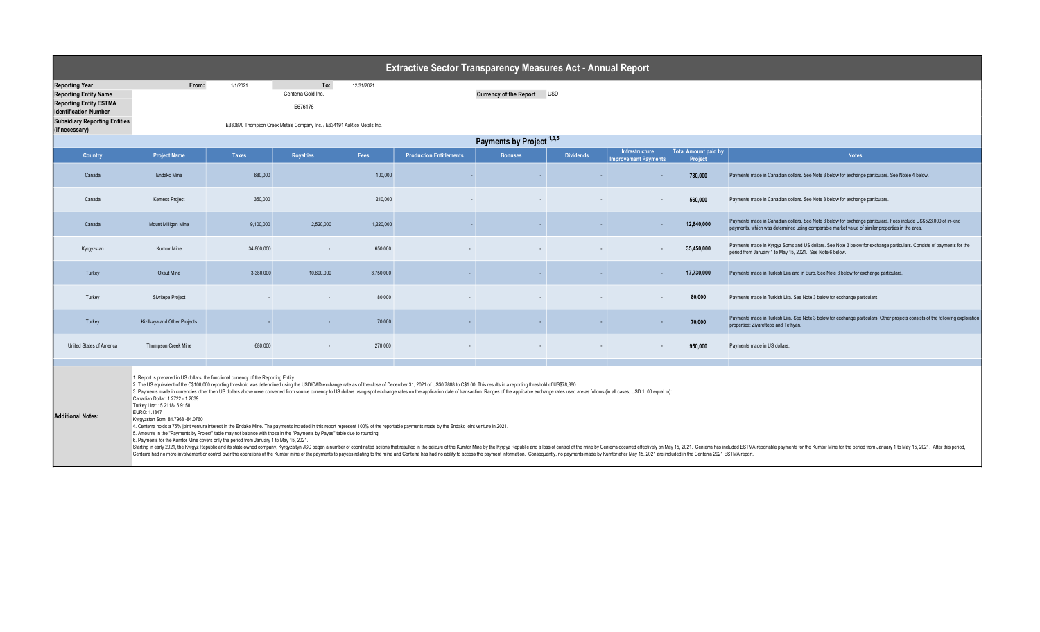# Extractive Sector Transparency Measures Act - Annual Report

| | | | | | |
|---|---|---|---|---|---|
| **Reporting Year** | From: | 1/1/2021 | To: | 12/31/2021 | |
| **Reporting Entity Name** | | Centerra Gold Inc. | | **Currency of the Report** | USD |
| **Reporting Entity ESTMA Identification Number** | | E676176 | | | |
| **Subsidiary Reporting Entities (if necessary)** | | E330870 Thompson Creek Metals Company Inc. / E634191 AuRico Metals Inc. | | | |

## Payments by Project [1,3,5]

| Country | Project Name | Taxes | Royalties | Fees | Production Entitlements | Bonuses | Dividends | Infrastructure Improvement Payments | Total Amount paid by Project | Notes |
|---|---|---|---|---|---|---|---|---|---|---|
| Canada | Endako Mine | 680,000 | | 100,000 | - | - | - | - | **780,000** | Payments made in Canadian dollars. See Note 3 below for exchange particulars. See Notee 4 below. |
| Canada | Kemess Project | 350,000 | | 210,000 | - | - | - | - | **560,000** | Payments made in Canadian dollars. See Note 3 below for exchange particulars. |
| Canada | Mount Milligan Mine | 9,100,000 | 2,520,000 | 1,220,000 | - | - | - | - | **12,840,000** | Payments made in Canadian dollars. See Note 3 below for exchange particulars. Fees include US$523,000 of in-kind payments, which was determined using comparable market value of similar properties in the area. |
| Kyrgyzstan | Kumtor Mine | 34,800,000 | - | 650,000 | - | - | - | - | **35,450,000** | Payments made in Kyrgyz Soms and US dollars. See Note 3 below for exchange particulars. Consists of payments for the period from January 1 to May 15, 2021. See Note 6 below. |
| Turkey | Oksut Mine | 3,380,000 | 10,600,000 | 3,750,000 | - | - | - | - | **17,730,000** | Payments made in Turkish Lira and in Euro. See Note 3 below for exchange particulars. |
| Turkey | Sivritepe Project | - | - | 80,000 | - | - | - | - | **80,000** | Payments made in Turkish Lira. See Note 3 below for exchange particulars. |
| Turkey | Kizilkaya and Other Projects | - | - | 70,000 | - | - | - | - | **70,000** | Payments made in Turkish Lira. See Note 3 below for exchange particulars. Other projects consists of the following exploration properties: Ziyarettepe and Tethyan. |
| United States of America | Thompson Creek Mine | 680,000 | - | 270,000 | - | - | - | - | **950,000** | Payments made in US dollars. |

**Additional Notes:**

1. Report is prepared in US dollars, the functional currency of the Reporting Entity.
2. The US equivalent of the C$100,000 reporting threshold was determined using the USD/CAD exchange rate as of the close of December 31, 2021 of US$0.7888 to C$1.00. This results in a reporting threshold of US$78,880.
3. Payments made in currencies other then US dollars above were converted from source currency to US dollars using spot exchange rates on the application date of transaction. Ranges of the applicable exchange rates used are as follows (in all cases, USD 1. 00 equal to):
Canadian Dollar: 1.2722 - 1.2039
Turkey Lira: 15.2118- 6.9150
EURO: 1.1847
Kyrgyzstan Som: 84.7968 -84.0760
4. Centerra holds a 75% joint venture interest in the Endako Mine. The payments included in this report represent 100% of the reportable payments made by the Endako joint venture in 2021.
5. Amounts in the "Payments by Project" table may not balance with those in the "Payments by Payee" table due to rounding.
6. Payments for the Kumtor Mine covers only the period from January 1 to May 15, 2021.
Starting in early 2021, the Kyrgyz Republic and its state owned company, Kyrgyzaltyn JSC began a number of coordinated actions that resulted in the seizure of the Kumtor Mine by the Kyrgyz Republic and a loss of control of the mine by Centerra occurred effectively on May 15, 2021. Centerra has included ESTMA reportable payments for the Kumtor Mine for the period from January 1 to May 15, 2021. After this period, Centerra had no more involvement or control over the operations of the Kumtor mine or the payments to payees relating to the mine and Centerra has had no ability to access the payment information. Consequently, no payments made by Kumtor after May 15, 2021 are included in the Centerra 2021 ESTMA report.